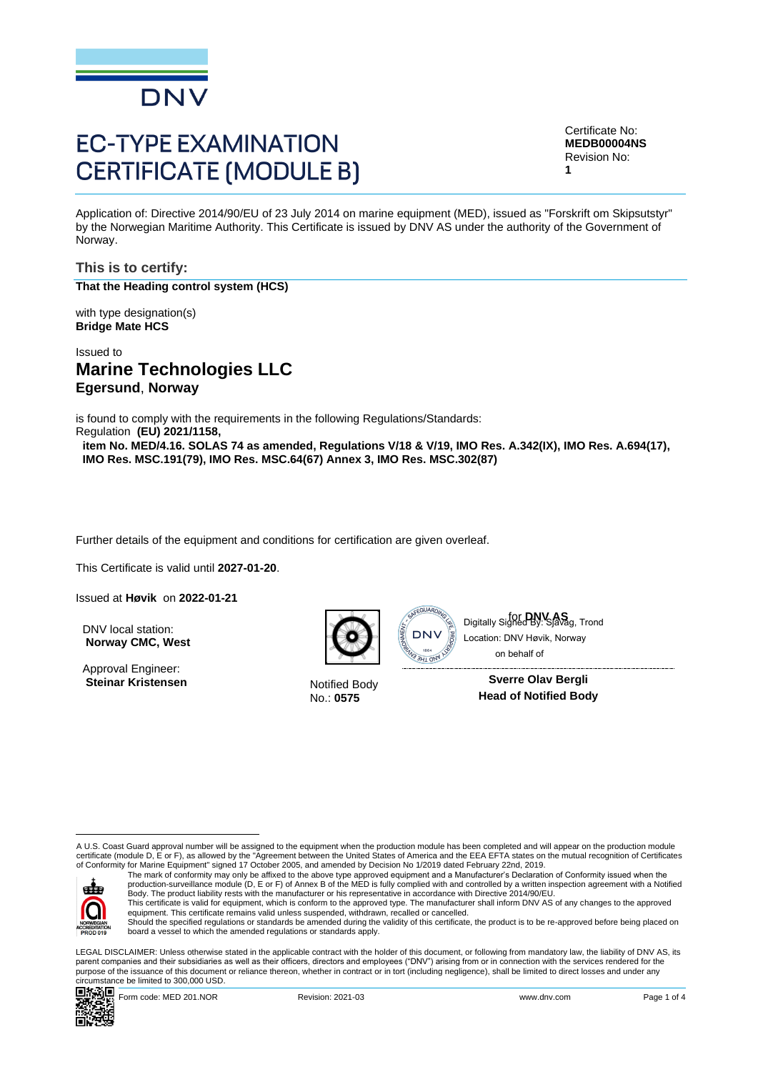DNV

# EC-TYPE EXAMINATION CERTIFICATE (MODULE B)

Certificate No:
**MEDB00004NS**
Revision No:
**1**

Application of: Directive 2014/90/EU of 23 July 2014 on marine equipment (MED), issued as "Forskrift om Skipsutstyr" by the Norwegian Maritime Authority. This Certificate is issued by DNV AS under the authority of the Government of Norway.

## This is to certify:

**That the Heading control system (HCS)**

with type designation(s)
**Bridge Mate HCS**

Issued to
## Marine Technologies LLC
### Egersund, Norway

is found to comply with the requirements in the following Regulations/Standards:
Regulation **(EU) 2021/1158,**
**item No. MED/4.16. SOLAS 74 as amended, Regulations V/18 & V/19, IMO Res. A.342(IX), IMO Res. A.694(17), IMO Res. MSC.191(79), IMO Res. MSC.64(67) Annex 3, IMO Res. MSC.302(87)**

Further details of the equipment and conditions for certification are given overleaf.

This Certificate is valid until **2027-01-20**.

Issued at **Høvik** on **2022-01-21**

DNV local station:
**Norway CMC, West**

Approval Engineer:
**Steinar Kristensen**

Notified Body
No.: **0575**

for **DNV AS**
Digitally Signed By: Sjåvåg, Trond
Location: DNV Høvik, Norway
on behalf of

**Sverre Olav Bergli**
**Head of Notified Body**

---

A U.S. Coast Guard approval number will be assigned to the equipment when the production module has been completed and will appear on the production module certificate (module D, E or F), as allowed by the "Agreement between the United States of America and the EEA EFTA states on the mutual recognition of Certificates of Conformity for Marine Equipment" signed 17 October 2005, and amended by Decision No 1/2019 dated February 22nd, 2019.

The mark of conformity may only be affixed to the above type approved equipment and a Manufacturer's Declaration of Conformity issued when the production-surveillance module (D, E or F) of Annex B of the MED is fully complied with and controlled by a written inspection agreement with a Notified Body. The product liability rests with the manufacturer or his representative in accordance with Directive 2014/90/EU.
This certificate is valid for equipment, which is conform to the approved type. The manufacturer shall inform DNV AS of any changes to the approved equipment. This certificate remains valid unless suspended, withdrawn, recalled or cancelled.
Should the specified regulations or standards be amended during the validity of this certificate, the product is to be re-approved before being placed on board a vessel to which the amended regulations or standards apply.

NORWEGIAN ACCREDITATION PROD 019

LEGAL DISCLAIMER: Unless otherwise stated in the applicable contract with the holder of this document, or following from mandatory law, the liability of DNV AS, its parent companies and their subsidiaries as well as their officers, directors and employees ("DNV") arising from or in connection with the services rendered for the purpose of the issuance of this document or reliance thereon, whether in contract or in tort (including negligence), shall be limited to direct losses and under any circumstance be limited to 300,000 USD.

Form code: MED 201.NOR Revision: 2021-03 www.dnv.com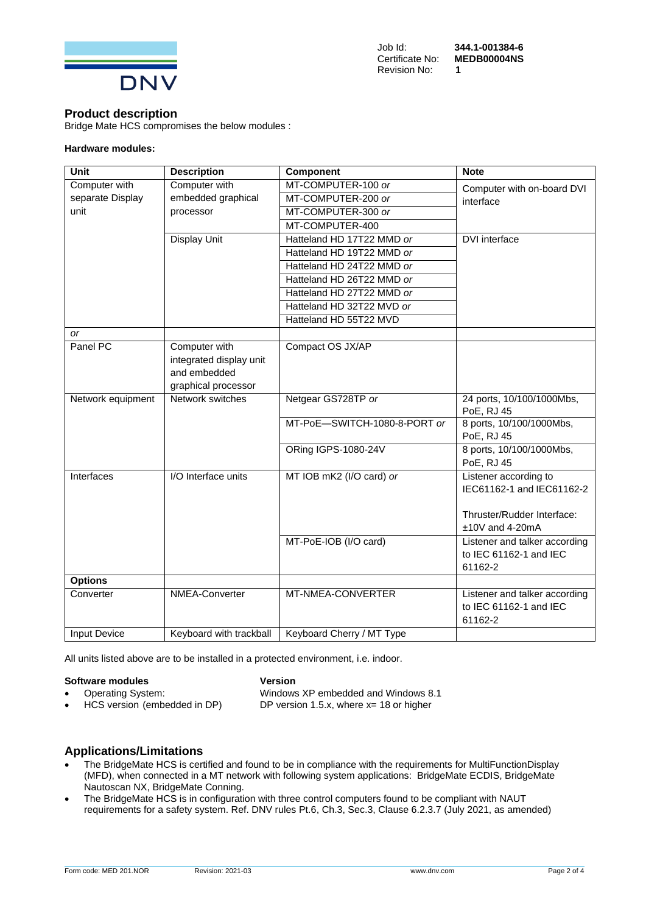Job Id: **344.1-001384-6**
Certificate No: **MEDB00004NS**
Revision No: **1**

## Product description

Bridge Mate HCS compromises the below modules :

**Hardware modules:**

| Unit | Description | Component | Note |
|---|---|---|---|
| Computer with separate Display unit | Computer with embedded graphical processor | MT-COMPUTER-100 *or* | Computer with on-board DVI interface |
| | | MT-COMPUTER-200 *or* | |
| | | MT-COMPUTER-300 *or* | |
| | | MT-COMPUTER-400 | |
| | Display Unit | Hatteland HD 17T22 MMD *or* | DVI interface |
| | | Hatteland HD 19T22 MMD *or* | |
| | | Hatteland HD 24T22 MMD *or* | |
| | | Hatteland HD 26T22 MMD *or* | |
| | | Hatteland HD 27T22 MMD *or* | |
| | | Hatteland HD 32T22 MVD *or* | |
| | | Hatteland HD 55T22 MVD | |
| *or* | | | |
| Panel PC | Computer with integrated display unit and embedded graphical processor | Compact OS JX/AP | |
| Network equipment | Network switches | Netgear GS728TP *or* | 24 ports, 10/100/1000Mbs, PoE, RJ 45 |
| | | MT-PoE—SWITCH-1080-8-PORT *or* | 8 ports, 10/100/1000Mbs, PoE, RJ 45 |
| | | ORing IGPS-1080-24V | 8 ports, 10/100/1000Mbs, PoE, RJ 45 |
| Interfaces | I/O Interface units | MT IOB mK2 (I/O card) *or* | Listener according to IEC61162-1 and IEC61162-2<br><br>Thruster/Rudder Interface: ±10V and 4-20mA |
| | | MT-PoE-IOB (I/O card) | Listener and talker according to IEC 61162-1 and IEC 61162-2 |
| **Options** | | | |
| Converter | NMEA-Converter | MT-NMEA-CONVERTER | Listener and talker according to IEC 61162-1 and IEC 61162-2 |
| Input Device | Keyboard with trackball | Keyboard Cherry / MT Type | |

All units listed above are to be installed in a protected environment, i.e. indoor.

| **Software modules** | **Version** |
|---|---|
| • Operating System: | Windows XP embedded and Windows 8.1 |
| • HCS version (embedded in DP) | DP version 1.5.x, where x= 18 or higher |

## Applications/Limitations

- The BridgeMate HCS is certified and found to be in compliance with the requirements for MultiFunctionDisplay (MFD), when connected in a MT network with following system applications: BridgeMate ECDIS, BridgeMate Nautoscan NX, BridgeMate Conning.
- The BridgeMate HCS is in configuration with three control computers found to be compliant with NAUT requirements for a safety system. Ref. DNV rules Pt.6, Ch.3, Sec.3, Clause 6.2.3.7 (July 2021, as amended)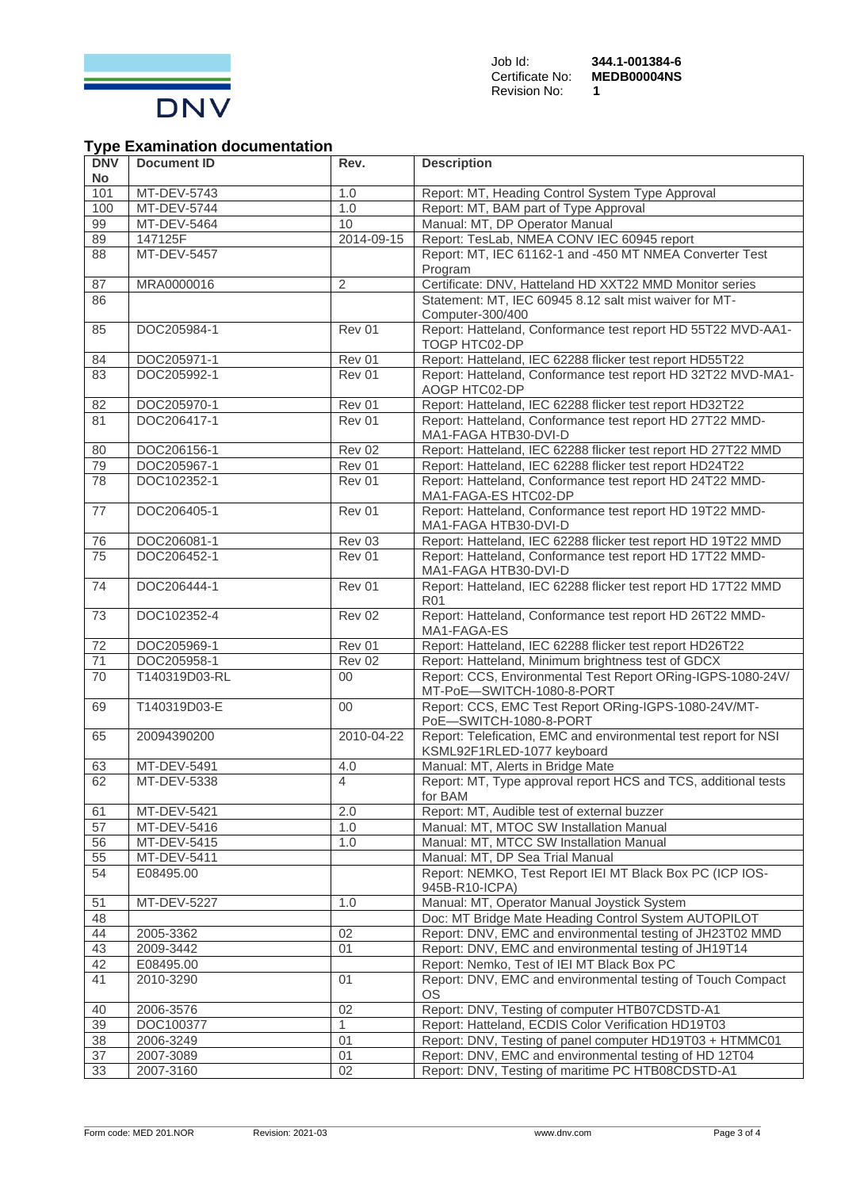Job Id: **344.1-001384-6**
Certificate No: **MEDB00004NS**
Revision No: **1**

## Type Examination documentation

| DNV No | Document ID | Rev. | Description |
|---|---|---|---|
| 101 | MT-DEV-5743 | 1.0 | Report: MT, Heading Control System Type Approval |
| 100 | MT-DEV-5744 | 1.0 | Report: MT, BAM part of Type Approval |
| 99 | MT-DEV-5464 | 10 | Manual: MT, DP Operator Manual |
| 89 | 147125F | 2014-09-15 | Report: TesLab, NMEA CONV IEC 60945 report |
| 88 | MT-DEV-5457 | | Report: MT, IEC 61162-1 and -450 MT NMEA Converter Test Program |
| 87 | MRA0000016 | 2 | Certificate: DNV, Hatteland HD XXT22 MMD Monitor series |
| 86 | | | Statement: MT, IEC 60945 8.12 salt mist waiver for MT-Computer-300/400 |
| 85 | DOC205984-1 | Rev 01 | Report: Hatteland, Conformance test report HD 55T22 MVD-AA1-TOGP HTC02-DP |
| 84 | DOC205971-1 | Rev 01 | Report: Hatteland, IEC 62288 flicker test report HD55T22 |
| 83 | DOC205992-1 | Rev 01 | Report: Hatteland, Conformance test report HD 32T22 MVD-MA1-AOGP HTC02-DP |
| 82 | DOC205970-1 | Rev 01 | Report: Hatteland, IEC 62288 flicker test report HD32T22 |
| 81 | DOC206417-1 | Rev 01 | Report: Hatteland, Conformance test report HD 27T22 MMD-MA1-FAGA HTB30-DVI-D |
| 80 | DOC206156-1 | Rev 02 | Report: Hatteland, IEC 62288 flicker test report HD 27T22 MMD |
| 79 | DOC205967-1 | Rev 01 | Report: Hatteland, IEC 62288 flicker test report HD24T22 |
| 78 | DOC102352-1 | Rev 01 | Report: Hatteland, Conformance test report HD 24T22 MMD-MA1-FAGA-ES HTC02-DP |
| 77 | DOC206405-1 | Rev 01 | Report: Hatteland, Conformance test report HD 19T22 MMD-MA1-FAGA HTB30-DVI-D |
| 76 | DOC206081-1 | Rev 03 | Report: Hatteland, IEC 62288 flicker test report HD 19T22 MMD |
| 75 | DOC206452-1 | Rev 01 | Report: Hatteland, Conformance test report HD 17T22 MMD-MA1-FAGA HTB30-DVI-D |
| 74 | DOC206444-1 | Rev 01 | Report: Hatteland, IEC 62288 flicker test report HD 17T22 MMD R01 |
| 73 | DOC102352-4 | Rev 02 | Report: Hatteland, Conformance test report HD 26T22 MMD-MA1-FAGA-ES |
| 72 | DOC205969-1 | Rev 01 | Report: Hatteland, IEC 62288 flicker test report HD26T22 |
| 71 | DOC205958-1 | Rev 02 | Report: Hatteland, Minimum brightness test of GDCX |
| 70 | T140319D03-RL | 00 | Report: CCS, Environmental Test Report ORing-IGPS-1080-24V/MT-PoE—SWITCH-1080-8-PORT |
| 69 | T140319D03-E | 00 | Report: CCS, EMC Test Report ORing-IGPS-1080-24V/MT-PoE—SWITCH-1080-8-PORT |
| 65 | 20094390200 | 2010-04-22 | Report: Telefication, EMC and environmental test report for NSI KSML92F1RLED-1077 keyboard |
| 63 | MT-DEV-5491 | 4.0 | Manual: MT, Alerts in Bridge Mate |
| 62 | MT-DEV-5338 | 4 | Report: MT, Type approval report HCS and TCS, additional tests for BAM |
| 61 | MT-DEV-5421 | 2.0 | Report: MT, Audible test of external buzzer |
| 57 | MT-DEV-5416 | 1.0 | Manual: MT, MTOC SW Installation Manual |
| 56 | MT-DEV-5415 | 1.0 | Manual: MT, MTCC SW Installation Manual |
| 55 | MT-DEV-5411 | | Manual: MT, DP Sea Trial Manual |
| 54 | E08495.00 | | Report: NEMKO, Test Report IEI MT Black Box PC (ICP IOS-945B-R10-ICPA) |
| 51 | MT-DEV-5227 | 1.0 | Manual: MT, Operator Manual Joystick System |
| 48 | | | Doc: MT Bridge Mate Heading Control System AUTOPILOT |
| 44 | 2005-3362 | 02 | Report: DNV, EMC and environmental testing of JH23T02 MMD |
| 43 | 2009-3442 | 01 | Report: DNV, EMC and environmental testing of JH19T14 |
| 42 | E08495.00 | | Report: Nemko, Test of IEI MT Black Box PC |
| 41 | 2010-3290 | 01 | Report: DNV, EMC and environmental testing of Touch Compact OS |
| 40 | 2006-3576 | 02 | Report: DNV, Testing of computer HTB07CDSTD-A1 |
| 39 | DOC100377 | 1 | Report: Hatteland, ECDIS Color Verification HD19T03 |
| 38 | 2006-3249 | 01 | Report: DNV, Testing of panel computer HD19T03 + HTMMC01 |
| 37 | 2007-3089 | 01 | Report: DNV, EMC and environmental testing of HD 12T04 |
| 33 | 2007-3160 | 02 | Report: DNV, Testing of maritime PC HTB08CDSTD-A1 |

Form code: MED 201.NOR Revision: 2021-03 www.dnv.com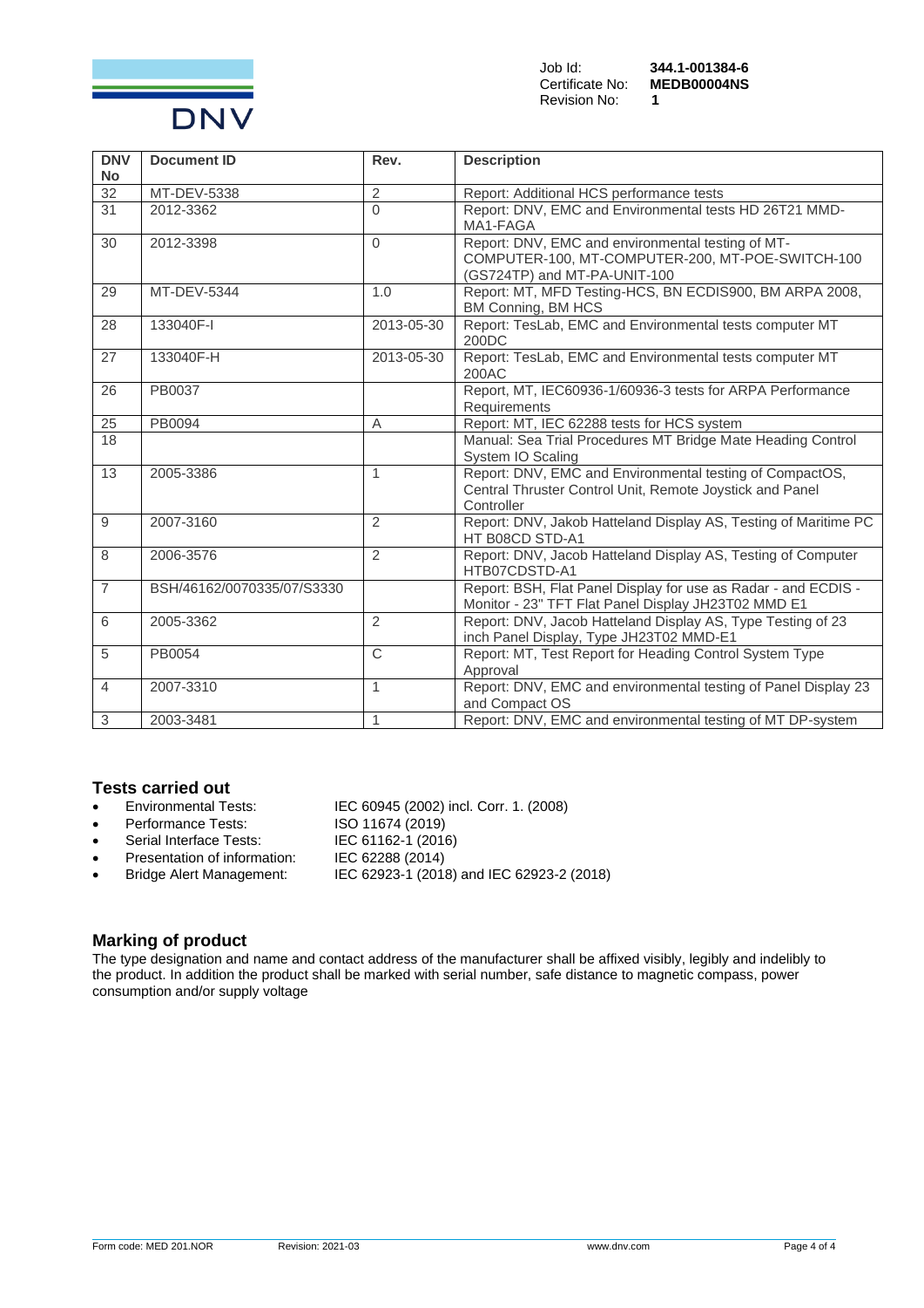Job Id: **344.1-001384-6**
Certificate No: **MEDB00004NS**
Revision No: **1**

| DNV No | Document ID | Rev. | Description |
|---|---|---|---|
| 32 | MT-DEV-5338 | 2 | Report: Additional HCS performance tests |
| 31 | 2012-3362 | 0 | Report: DNV, EMC and Environmental tests HD 26T21 MMD-MA1-FAGA |
| 30 | 2012-3398 | 0 | Report: DNV, EMC and environmental testing of MT-COMPUTER-100, MT-COMPUTER-200, MT-POE-SWITCH-100 (GS724TP) and MT-PA-UNIT-100 |
| 29 | MT-DEV-5344 | 1.0 | Report: MT, MFD Testing-HCS, BN ECDIS900, BM ARPA 2008, BM Conning, BM HCS |
| 28 | 133040F-I | 2013-05-30 | Report: TesLab, EMC and Environmental tests computer MT 200DC |
| 27 | 133040F-H | 2013-05-30 | Report: TesLab, EMC and Environmental tests computer MT 200AC |
| 26 | PB0037 | | Report, MT, IEC60936-1/60936-3 tests for ARPA Performance Requirements |
| 25 | PB0094 | A | Report: MT, IEC 62288 tests for HCS system |
| 18 | | | Manual: Sea Trial Procedures MT Bridge Mate Heading Control System IO Scaling |
| 13 | 2005-3386 | 1 | Report: DNV, EMC and Environmental testing of CompactOS, Central Thruster Control Unit, Remote Joystick and Panel Controller |
| 9 | 2007-3160 | 2 | Report: DNV, Jakob Hatteland Display AS, Testing of Maritime PC HT B08CD STD-A1 |
| 8 | 2006-3576 | 2 | Report: DNV, Jacob Hatteland Display AS, Testing of Computer HTB07CDSTD-A1 |
| 7 | BSH/46162/0070335/07/S3330 | | Report: BSH, Flat Panel Display for use as Radar - and ECDIS - Monitor - 23" TFT Flat Panel Display JH23T02 MMD E1 |
| 6 | 2005-3362 | 2 | Report: DNV, Jacob Hatteland Display AS, Type Testing of 23 inch Panel Display, Type JH23T02 MMD-E1 |
| 5 | PB0054 | C | Report: MT, Test Report for Heading Control System Type Approval |
| 4 | 2007-3310 | 1 | Report: DNV, EMC and environmental testing of Panel Display 23 and Compact OS |
| 3 | 2003-3481 | 1 | Report: DNV, EMC and environmental testing of MT DP-system |

## Tests carried out

- Environmental Tests: IEC 60945 (2002) incl. Corr. 1. (2008)
- Performance Tests: ISO 11674 (2019)
- Serial Interface Tests: IEC 61162-1 (2016)
- Presentation of information: IEC 62288 (2014)
- Bridge Alert Management: IEC 62923-1 (2018) and IEC 62923-2 (2018)

## Marking of product

The type designation and name and contact address of the manufacturer shall be affixed visibly, legibly and indelibly to the product. In addition the product shall be marked with serial number, safe distance to magnetic compass, power consumption and/or supply voltage